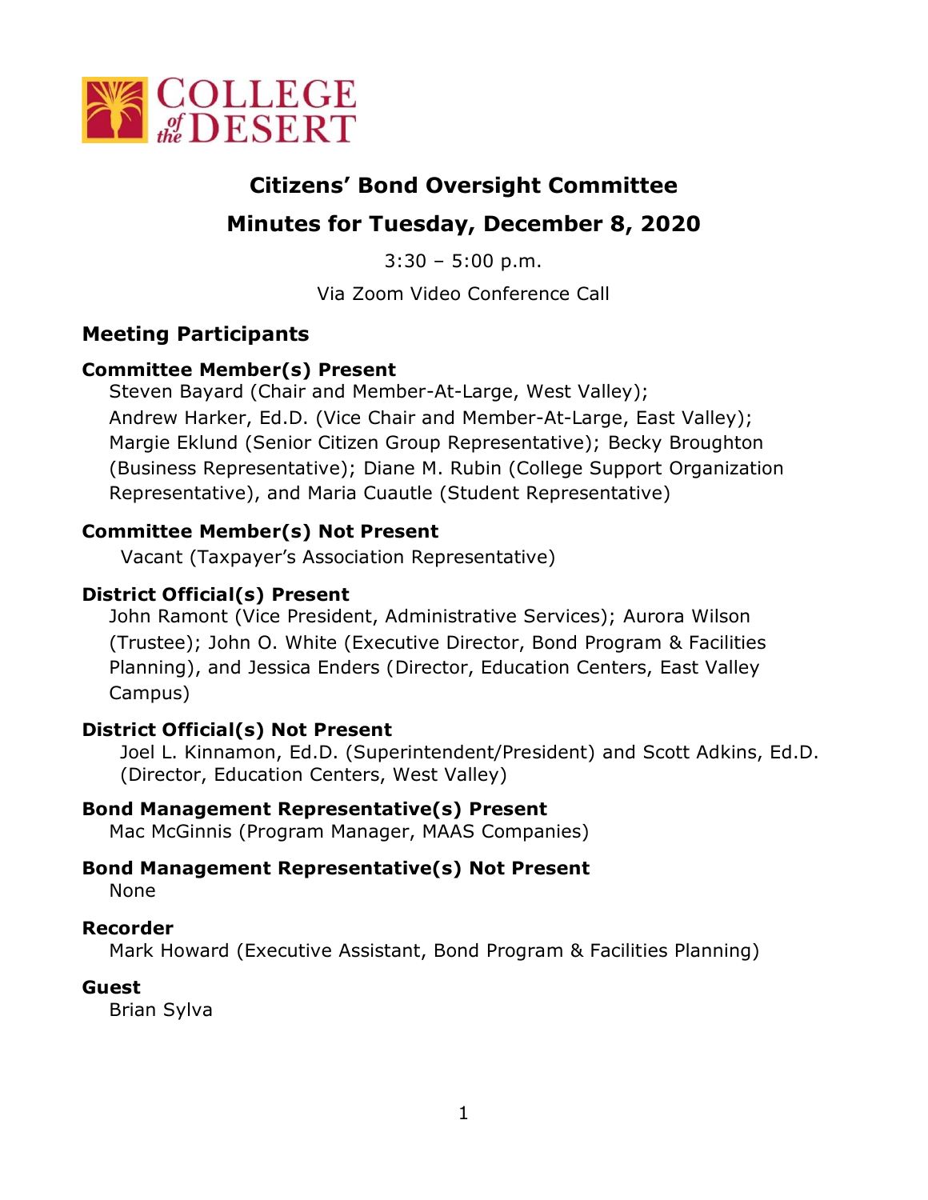# Citizens' Bond Oversight Committee

## Minutes for Tuesday, December 8, 2020

3:30 – 5:00 p.m.

Via Zoom Video Conference Call

## Meeting Participants

### Committee Member(s) Present

Steven Bayard (Chair and Member-At-Large, West Valley); Andrew Harker, Ed.D. (Vice Chair and Member-At-Large, East Valley); Margie Eklund (Senior Citizen Group Representative); Becky Broughton (Business Representative); Diane M. Rubin (College Support Organization Representative), and Maria Cuautle (Student Representative)

### Committee Member(s) Not Present

Vacant (Taxpayer's Association Representative)

### District Official(s) Present

John Ramont (Vice President, Administrative Services); Aurora Wilson (Trustee); John O. White (Executive Director, Bond Program & Facilities Planning), and Jessica Enders (Director, Education Centers, East Valley Campus)

### District Official(s) Not Present

Joel L. Kinnamon, Ed.D. (Superintendent/President) and Scott Adkins, Ed.D. (Director, Education Centers, West Valley)

### Bond Management Representative(s) Present

Mac McGinnis (Program Manager, MAAS Companies)

### Bond Management Representative(s) Not Present

None

### Recorder

Mark Howard (Executive Assistant, Bond Program & Facilities Planning)

### Guest

Brian Sylva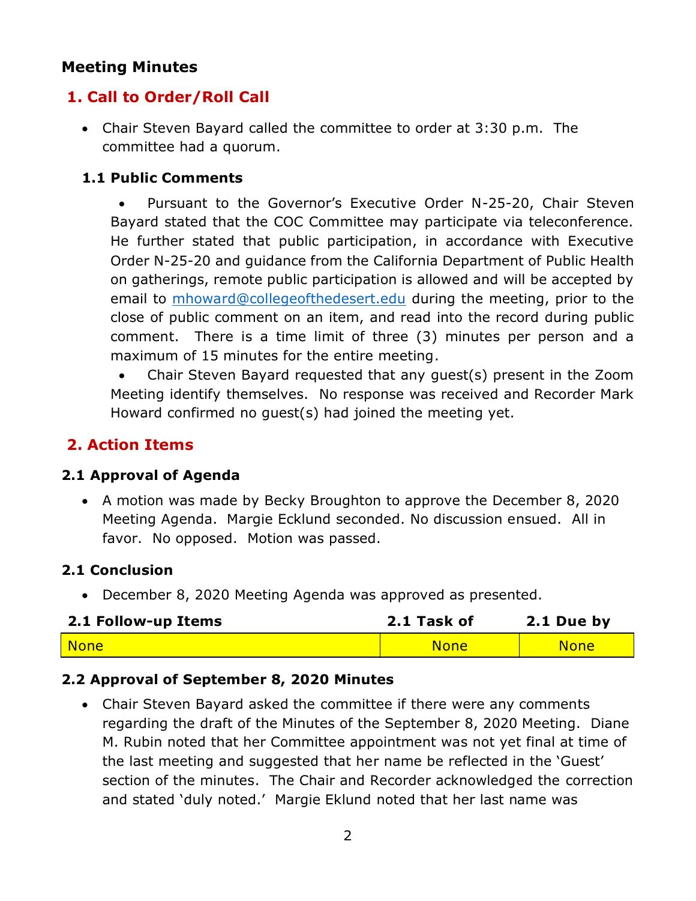## Meeting Minutes

## 1. Call to Order/Roll Call

- Chair Steven Bayard called the committee to order at 3:30 p.m. The committee had a quorum.

### 1.1 Public Comments

- Pursuant to the Governor's Executive Order N-25-20, Chair Steven Bayard stated that the COC Committee may participate via teleconference. He further stated that public participation, in accordance with Executive Order N-25-20 and guidance from the California Department of Public Health on gatherings, remote public participation is allowed and will be accepted by email to mhoward@collegeofthedesert.edu during the meeting, prior to the close of public comment on an item, and read into the record during public comment. There is a time limit of three (3) minutes per person and a maximum of 15 minutes for the entire meeting.
- Chair Steven Bayard requested that any guest(s) present in the Zoom Meeting identify themselves. No response was received and Recorder Mark Howard confirmed no guest(s) had joined the meeting yet.

## 2. Action Items

### 2.1 Approval of Agenda

- A motion was made by Becky Broughton to approve the December 8, 2020 Meeting Agenda. Margie Ecklund seconded. No discussion ensued. All in favor. No opposed. Motion was passed.

### 2.1 Conclusion

- December 8, 2020 Meeting Agenda was approved as presented.

| 2.1 Follow-up Items | 2.1 Task of | 2.1 Due by |
|---|---|---|
| None | None | None |

### 2.2 Approval of September 8, 2020 Minutes

- Chair Steven Bayard asked the committee if there were any comments regarding the draft of the Minutes of the September 8, 2020 Meeting. Diane M. Rubin noted that her Committee appointment was not yet final at time of the last meeting and suggested that her name be reflected in the 'Guest' section of the minutes. The Chair and Recorder acknowledged the correction and stated 'duly noted.' Margie Eklund noted that her last name was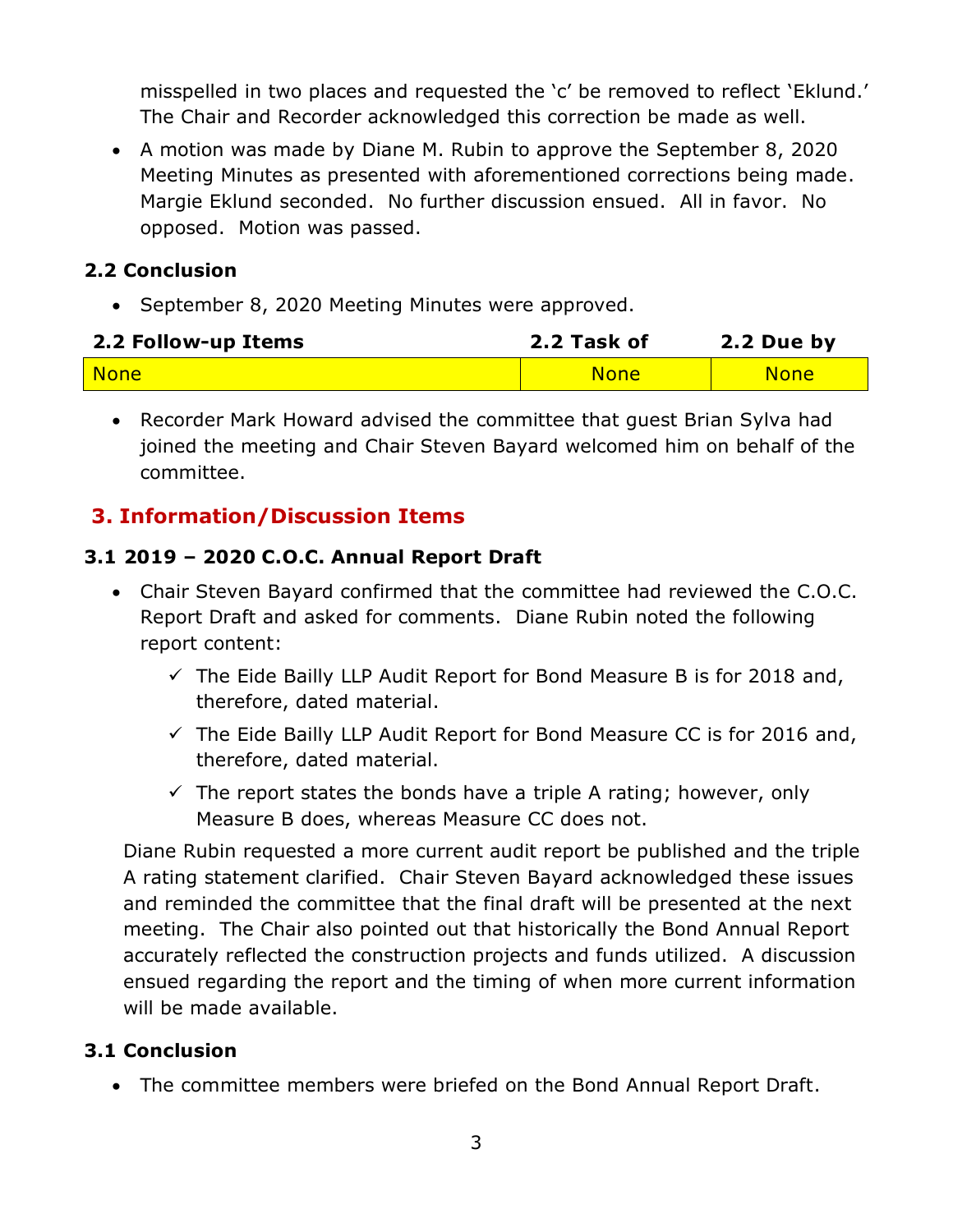misspelled in two places and requested the 'c' be removed to reflect 'Eklund.' The Chair and Recorder acknowledged this correction be made as well.

- A motion was made by Diane M. Rubin to approve the September 8, 2020 Meeting Minutes as presented with aforementioned corrections being made. Margie Eklund seconded. No further discussion ensued. All in favor. No opposed. Motion was passed.

### 2.2 Conclusion

- September 8, 2020 Meeting Minutes were approved.

| 2.2 Follow-up Items | 2.2 Task of | 2.2 Due by |
|---|---|---|
| None | None | None |

- Recorder Mark Howard advised the committee that guest Brian Sylva had joined the meeting and Chair Steven Bayard welcomed him on behalf of the committee.

## 3. Information/Discussion Items

### 3.1 2019 – 2020 C.O.C. Annual Report Draft

- Chair Steven Bayard confirmed that the committee had reviewed the C.O.C. Report Draft and asked for comments. Diane Rubin noted the following report content:
  - ✓ The Eide Bailly LLP Audit Report for Bond Measure B is for 2018 and, therefore, dated material.
  - ✓ The Eide Bailly LLP Audit Report for Bond Measure CC is for 2016 and, therefore, dated material.
  - ✓ The report states the bonds have a triple A rating; however, only Measure B does, whereas Measure CC does not.

  Diane Rubin requested a more current audit report be published and the triple A rating statement clarified. Chair Steven Bayard acknowledged these issues and reminded the committee that the final draft will be presented at the next meeting. The Chair also pointed out that historically the Bond Annual Report accurately reflected the construction projects and funds utilized. A discussion ensued regarding the report and the timing of when more current information will be made available.

### 3.1 Conclusion

- The committee members were briefed on the Bond Annual Report Draft.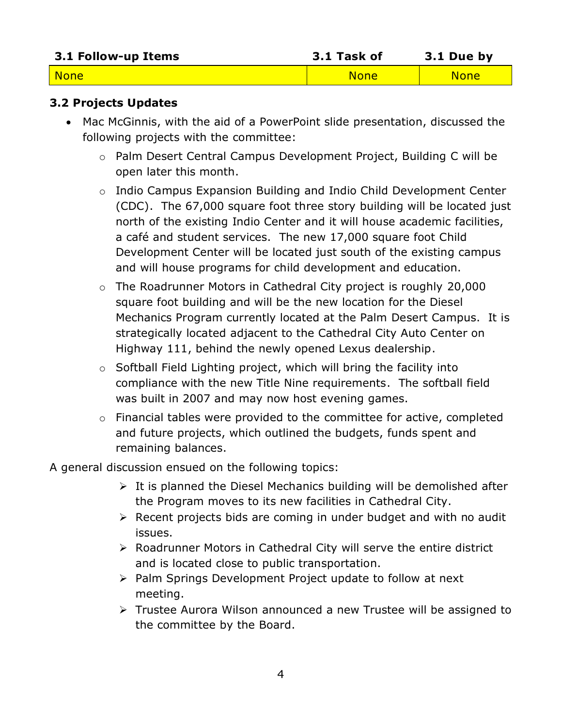| 3.1 Follow-up Items | 3.1 Task of | 3.1 Due by |
| --- | --- | --- |
| None | None | None |

**3.2 Projects Updates**

- Mac McGinnis, with the aid of a PowerPoint slide presentation, discussed the following projects with the committee:
  - Palm Desert Central Campus Development Project, Building C will be open later this month.
  - Indio Campus Expansion Building and Indio Child Development Center (CDC). The 67,000 square foot three story building will be located just north of the existing Indio Center and it will house academic facilities, a café and student services. The new 17,000 square foot Child Development Center will be located just south of the existing campus and will house programs for child development and education.
  - The Roadrunner Motors in Cathedral City project is roughly 20,000 square foot building and will be the new location for the Diesel Mechanics Program currently located at the Palm Desert Campus. It is strategically located adjacent to the Cathedral City Auto Center on Highway 111, behind the newly opened Lexus dealership.
  - Softball Field Lighting project, which will bring the facility into compliance with the new Title Nine requirements. The softball field was built in 2007 and may now host evening games.
  - Financial tables were provided to the committee for active, completed and future projects, which outlined the budgets, funds spent and remaining balances.

A general discussion ensued on the following topics:

- It is planned the Diesel Mechanics building will be demolished after the Program moves to its new facilities in Cathedral City.
- Recent projects bids are coming in under budget and with no audit issues.
- Roadrunner Motors in Cathedral City will serve the entire district and is located close to public transportation.
- Palm Springs Development Project update to follow at next meeting.
- Trustee Aurora Wilson announced a new Trustee will be assigned to the committee by the Board.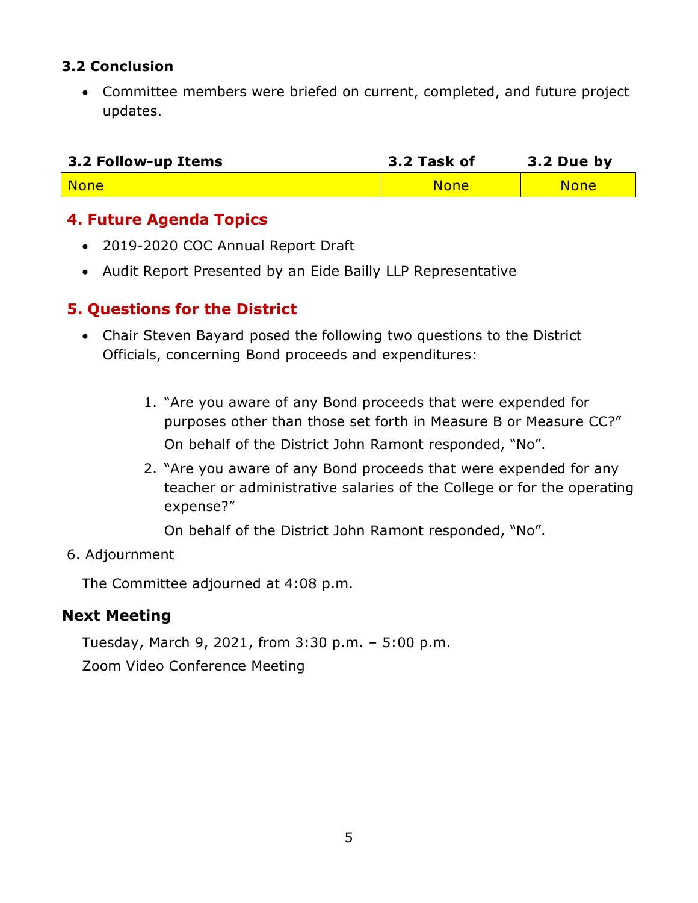### 3.2 Conclusion

- Committee members were briefed on current, completed, and future project updates.

| 3.2 Follow-up Items | 3.2 Task of | 3.2 Due by |
|---|---|---|
| None | None | None |

## 4. Future Agenda Topics

- 2019-2020 COC Annual Report Draft
- Audit Report Presented by an Eide Bailly LLP Representative

## 5. Questions for the District

- Chair Steven Bayard posed the following two questions to the District Officials, concerning Bond proceeds and expenditures:

1. "Are you aware of any Bond proceeds that were expended for purposes other than those set forth in Measure B or Measure CC?"

   On behalf of the District John Ramont responded, "No".

2. "Are you aware of any Bond proceeds that were expended for any teacher or administrative salaries of the College or for the operating expense?"

   On behalf of the District John Ramont responded, "No".

6. Adjournment

The Committee adjourned at 4:08 p.m.

### Next Meeting

Tuesday, March 9, 2021, from 3:30 p.m. – 5:00 p.m.

Zoom Video Conference Meeting